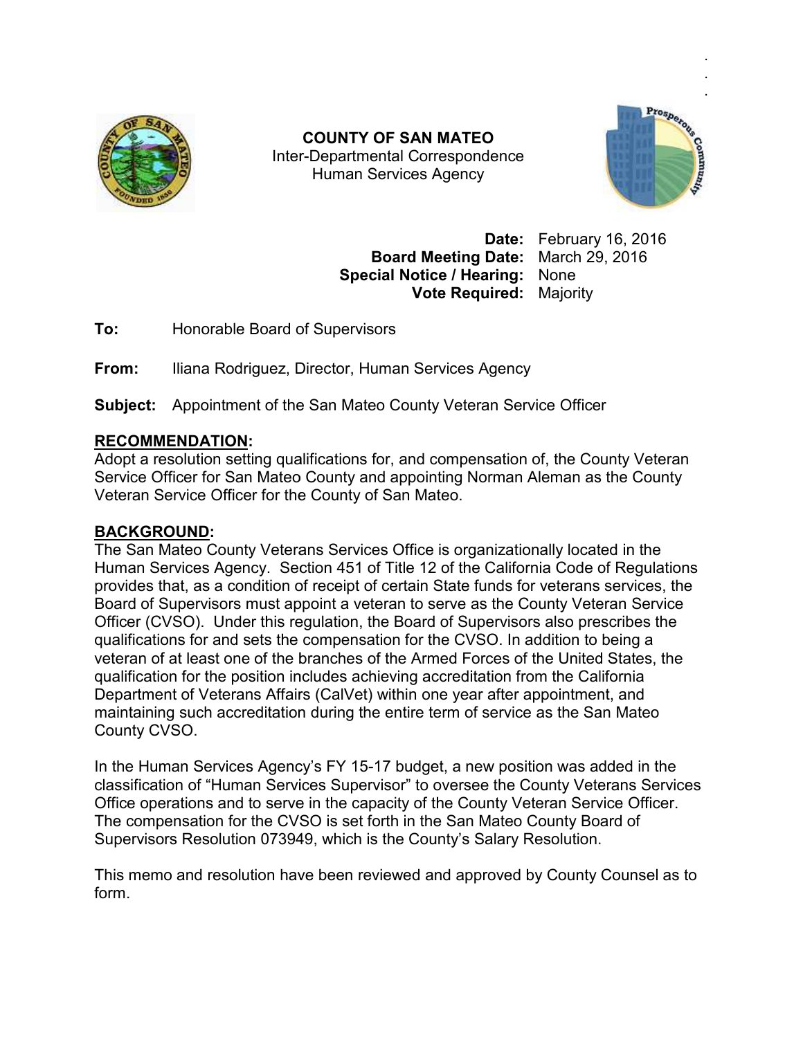**COUNTY OF SAN MATEO**
Inter-Departmental Correspondence
Human Services Agency

**Date:** February 16, 2016
**Board Meeting Date:** March 29, 2016
**Special Notice / Hearing:** None
**Vote Required:** Majority

**To:** Honorable Board of Supervisors

**From:** Iliana Rodriguez, Director, Human Services Agency

**Subject:** Appointment of the San Mateo County Veteran Service Officer

## RECOMMENDATION:

Adopt a resolution setting qualifications for, and compensation of, the County Veteran Service Officer for San Mateo County and appointing Norman Aleman as the County Veteran Service Officer for the County of San Mateo.

## BACKGROUND:

The San Mateo County Veterans Services Office is organizationally located in the Human Services Agency. Section 451 of Title 12 of the California Code of Regulations provides that, as a condition of receipt of certain State funds for veterans services, the Board of Supervisors must appoint a veteran to serve as the County Veteran Service Officer (CVSO). Under this regulation, the Board of Supervisors also prescribes the qualifications for and sets the compensation for the CVSO. In addition to being a veteran of at least one of the branches of the Armed Forces of the United States, the qualification for the position includes achieving accreditation from the California Department of Veterans Affairs (CalVet) within one year after appointment, and maintaining such accreditation during the entire term of service as the San Mateo County CVSO.

In the Human Services Agency's FY 15-17 budget, a new position was added in the classification of "Human Services Supervisor" to oversee the County Veterans Services Office operations and to serve in the capacity of the County Veteran Service Officer. The compensation for the CVSO is set forth in the San Mateo County Board of Supervisors Resolution 073949, which is the County's Salary Resolution.

This memo and resolution have been reviewed and approved by County Counsel as to form.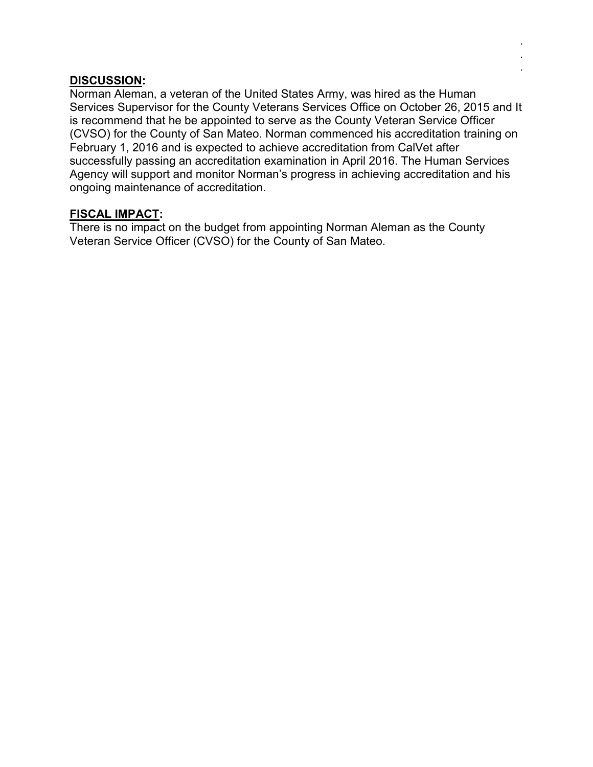**DISCUSSION:**

Norman Aleman, a veteran of the United States Army, was hired as the Human Services Supervisor for the County Veterans Services Office on October 26, 2015 and It is recommend that he be appointed to serve as the County Veteran Service Officer (CVSO) for the County of San Mateo. Norman commenced his accreditation training on February 1, 2016 and is expected to achieve accreditation from CalVet after successfully passing an accreditation examination in April 2016. The Human Services Agency will support and monitor Norman's progress in achieving accreditation and his ongoing maintenance of accreditation.

**FISCAL IMPACT:**

There is no impact on the budget from appointing Norman Aleman as the County Veteran Service Officer (CVSO) for the County of San Mateo.